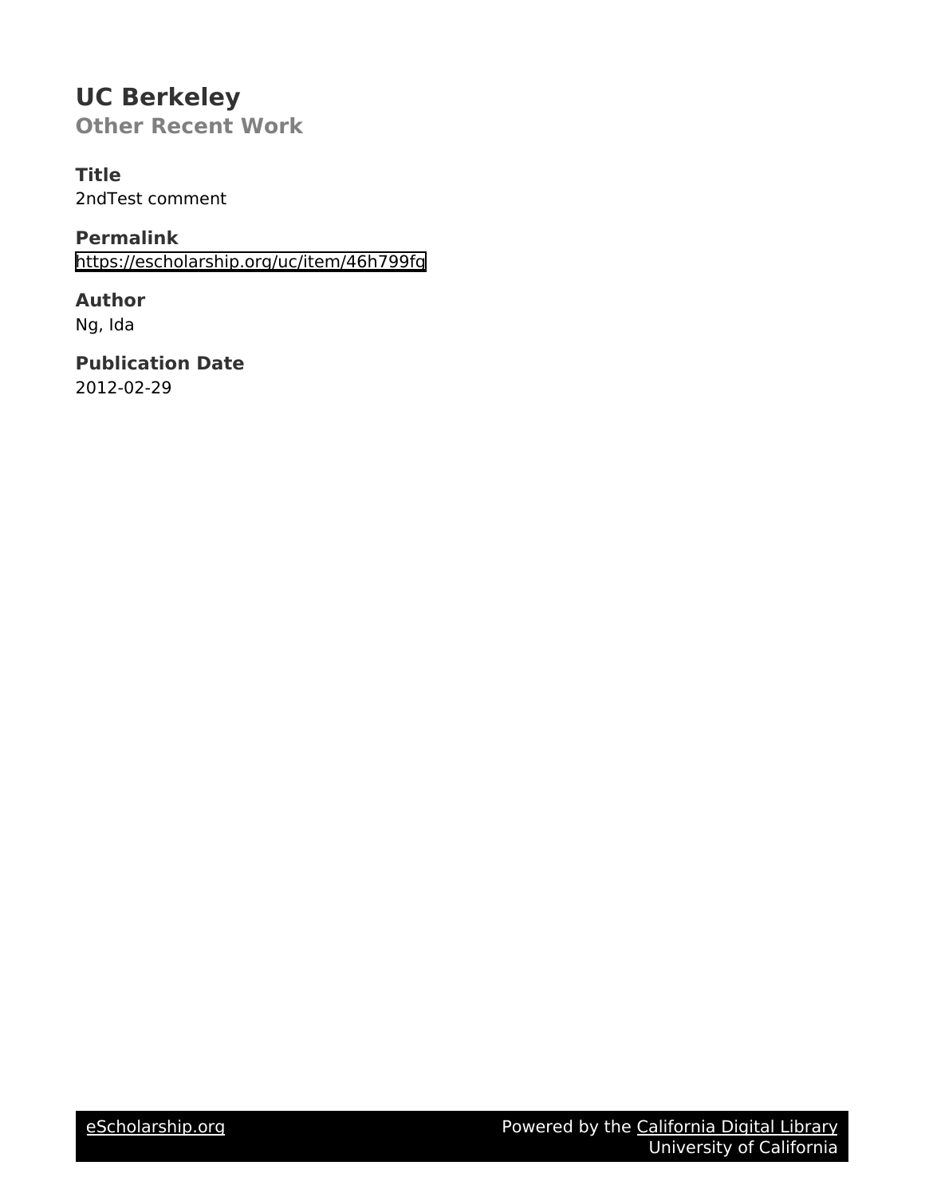# UC Berkeley

## Other Recent Work

### Title
2ndTest comment

### Permalink
https://escholarship.org/uc/item/46h799fg

### Author
Ng, Ida

### Publication Date
2012-02-29

eScholarship.org Powered by the California Digital Library University of California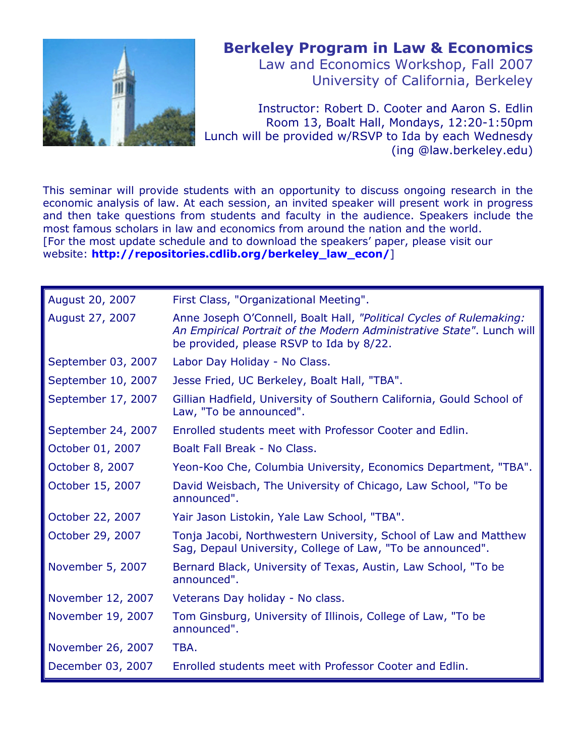# Berkeley Program in Law & Economics

Law and Economics Workshop, Fall 2007
University of California, Berkeley

Instructor: Robert D. Cooter and Aaron S. Edlin
Room 13, Boalt Hall, Mondays, 12:20-1:50pm
Lunch will be provided w/RSVP to Ida by each Wednesdy
(ing @law.berkeley.edu)

This seminar will provide students with an opportunity to discuss ongoing research in the economic analysis of law. At each session, an invited speaker will present work in progress and then take questions from students and faculty in the audience. Speakers include the most famous scholars in law and economics from around the nation and the world.
[For the most update schedule and to download the speakers' paper, please visit our website: **http://repositories.cdlib.org/berkeley_law_econ/**]

| | |
|---|---|
| August 20, 2007 | First Class, "Organizational Meeting". |
| August 27, 2007 | Anne Joseph O'Connell, Boalt Hall, *"Political Cycles of Rulemaking: An Empirical Portrait of the Modern Administrative State"*. Lunch will be provided, please RSVP to Ida by 8/22. |
| September 03, 2007 | Labor Day Holiday - No Class. |
| September 10, 2007 | Jesse Fried, UC Berkeley, Boalt Hall, "TBA". |
| September 17, 2007 | Gillian Hadfield, University of Southern California, Gould School of Law, "To be announced". |
| September 24, 2007 | Enrolled students meet with Professor Cooter and Edlin. |
| October 01, 2007 | Boalt Fall Break - No Class. |
| October 8, 2007 | Yeon-Koo Che, Columbia University, Economics Department, "TBA". |
| October 15, 2007 | David Weisbach, The University of Chicago, Law School, "To be announced". |
| October 22, 2007 | Yair Jason Listokin, Yale Law School, "TBA". |
| October 29, 2007 | Tonja Jacobi, Northwestern University, School of Law and Matthew Sag, Depaul University, College of Law, "To be announced". |
| November 5, 2007 | Bernard Black, University of Texas, Austin, Law School, "To be announced". |
| November 12, 2007 | Veterans Day holiday - No class. |
| November 19, 2007 | Tom Ginsburg, University of Illinois, College of Law, "To be announced". |
| November 26, 2007 | TBA. |
| December 03, 2007 | Enrolled students meet with Professor Cooter and Edlin. |